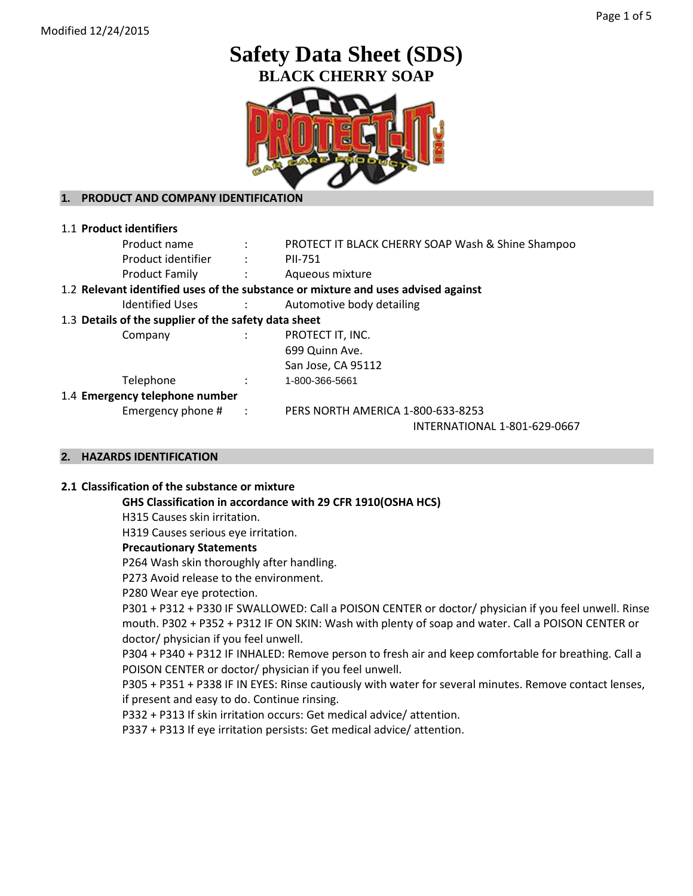Modified 12/24/2015

# Safety Data Sheet (SDS)

## BLACK CHERRY SOAP

## 1. PRODUCT AND COMPANY IDENTIFICATION

**1.1 Product identifiers**

| | | |
|---|---|---|
| Product name | : | PROTECT IT BLACK CHERRY SOAP Wash & Shine Shampoo |
| Product identifier | : | PII-751 |
| Product Family | : | Aqueous mixture |

**1.2 Relevant identified uses of the substance or mixture and uses advised against**

| | | |
|---|---|---|
| Identified Uses | : | Automotive body detailing |

**1.3 Details of the supplier of the safety data sheet**

| | | |
|---|---|---|
| Company | : | PROTECT IT, INC.<br>699 Quinn Ave.<br>San Jose, CA 95112 |
| Telephone | : | 1-800-366-5661 |

**1.4 Emergency telephone number**

| | | |
|---|---|---|
| Emergency phone # | : | PERS NORTH AMERICA 1-800-633-8253<br>INTERNATIONAL 1-801-629-0667 |

## 2. HAZARDS IDENTIFICATION

**2.1 Classification of the substance or mixture**

**GHS Classification in accordance with 29 CFR 1910(OSHA HCS)**

H315 Causes skin irritation.

H319 Causes serious eye irritation.

**Precautionary Statements**

P264 Wash skin thoroughly after handling.

P273 Avoid release to the environment.

P280 Wear eye protection.

P301 + P312 + P330 IF SWALLOWED: Call a POISON CENTER or doctor/ physician if you feel unwell. Rinse mouth. P302 + P352 + P312 IF ON SKIN: Wash with plenty of soap and water. Call a POISON CENTER or doctor/ physician if you feel unwell.

P304 + P340 + P312 IF INHALED: Remove person to fresh air and keep comfortable for breathing. Call a POISON CENTER or doctor/ physician if you feel unwell.

P305 + P351 + P338 IF IN EYES: Rinse cautiously with water for several minutes. Remove contact lenses, if present and easy to do. Continue rinsing.

P332 + P313 If skin irritation occurs: Get medical advice/ attention.

P337 + P313 If eye irritation persists: Get medical advice/ attention.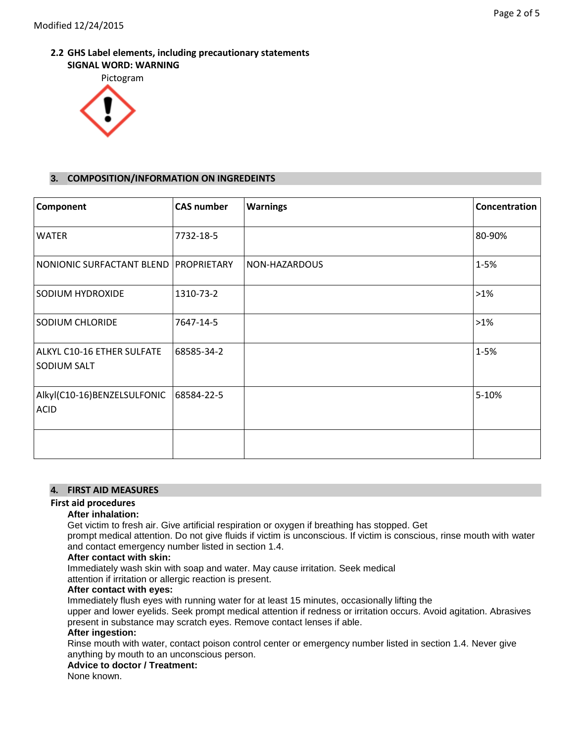Modified 12/24/2015

### 2.2 GHS Label elements, including precautionary statements

**SIGNAL WORD: WARNING**

Pictogram

## 3. COMPOSITION/INFORMATION ON INGREDEINTS

| Component | CAS number | Warnings | Concentration |
|---|---|---|---|
| WATER | 7732-18-5 | | 80-90% |
| NONIONIC SURFACTANT BLEND | PROPRIETARY | NON-HAZARDOUS | 1-5% |
| SODIUM HYDROXIDE | 1310-73-2 | | >1% |
| SODIUM CHLORIDE | 7647-14-5 | | >1% |
| ALKYL C10-16 ETHER SULFATE SODIUM SALT | 68585-34-2 | | 1-5% |
| Alkyl(C10-16)BENZELSULFONIC ACID | 68584-22-5 | | 5-10% |
| | | | |

## 4. FIRST AID MEASURES

**First aid procedures**

**After inhalation:**

Get victim to fresh air. Give artificial respiration or oxygen if breathing has stopped. Get prompt medical attention. Do not give fluids if victim is unconscious. If victim is conscious, rinse mouth with water and contact emergency number listed in section 1.4.

**After contact with skin:**

Immediately wash skin with soap and water. May cause irritation. Seek medical attention if irritation or allergic reaction is present.

**After contact with eyes:**

Immediately flush eyes with running water for at least 15 minutes, occasionally lifting the upper and lower eyelids. Seek prompt medical attention if redness or irritation occurs. Avoid agitation. Abrasives present in substance may scratch eyes. Remove contact lenses if able.

**After ingestion:**

Rinse mouth with water, contact poison control center or emergency number listed in section 1.4. Never give anything by mouth to an unconscious person.

**Advice to doctor / Treatment:**

None known.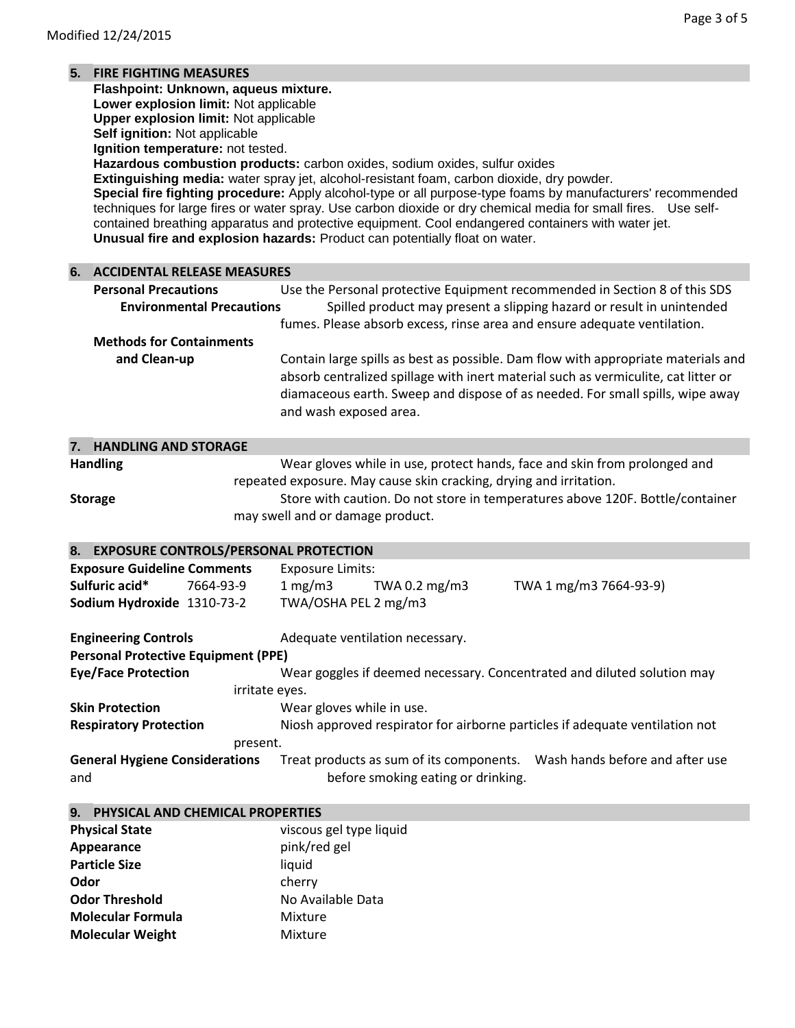Modified 12/24/2015

## 5. FIRE FIGHTING MEASURES

**Flashpoint: Unknown, aqueus mixture.**
**Lower explosion limit:** Not applicable
**Upper explosion limit:** Not applicable
**Self ignition:** Not applicable
**Ignition temperature:** not tested.
**Hazardous combustion products:** carbon oxides, sodium oxides, sulfur oxides
**Extinguishing media:** water spray jet, alcohol-resistant foam, carbon dioxide, dry powder.
**Special fire fighting procedure:** Apply alcohol-type or all purpose-type foams by manufacturers' recommended techniques for large fires or water spray. Use carbon dioxide or dry chemical media for small fires. Use self-contained breathing apparatus and protective equipment. Cool endangered containers with water jet.
**Unusual fire and explosion hazards:** Product can potentially float on water.

## 6. ACCIDENTAL RELEASE MEASURES

**Personal Precautions** Use the Personal protective Equipment recommended in Section 8 of this SDS

**Environmental Precautions** Spilled product may present a slipping hazard or result in unintended fumes. Please absorb excess, rinse area and ensure adequate ventilation.

**Methods for Containments and Clean-up** Contain large spills as best as possible. Dam flow with appropriate materials and absorb centralized spillage with inert material such as vermiculite, cat litter or diamaceous earth. Sweep and dispose of as needed. For small spills, wipe away and wash exposed area.

## 7. HANDLING AND STORAGE

**Handling** Wear gloves while in use, protect hands, face and skin from prolonged and repeated exposure. May cause skin cracking, drying and irritation.

**Storage** Store with caution. Do not store in temperatures above 120F. Bottle/container may swell and or damage product.

## 8. EXPOSURE CONTROLS/PERSONAL PROTECTION

| **Exposure Guideline Comments** | | Exposure Limits: | | |
|---|---|---|---|---|
| **Sulfuric acid*** | 7664-93-9 | 1 mg/m3 | TWA 0.2 mg/m3 | TWA 1 mg/m3 7664-93-9) |
| **Sodium Hydroxide** | 1310-73-2 | TWA/OSHA PEL 2 mg/m3 | | |

**Engineering Controls** Adequate ventilation necessary.

**Personal Protective Equipment (PPE)**

**Eye/Face Protection** Wear goggles if deemed necessary. Concentrated and diluted solution may irritate eyes.

**Skin Protection** Wear gloves while in use.

**Respiratory Protection** Niosh approved respirator for airborne particles if adequate ventilation not present.

**General Hygiene Considerations** Treat products as sum of its components. Wash hands before and after use and before smoking eating or drinking.

## 9. PHYSICAL AND CHEMICAL PROPERTIES

| | |
|---|---|
| **Physical State** | viscous gel type liquid |
| **Appearance** | pink/red gel |
| **Particle Size** | liquid |
| **Odor** | cherry |
| **Odor Threshold** | No Available Data |
| **Molecular Formula** | Mixture |
| **Molecular Weight** | Mixture |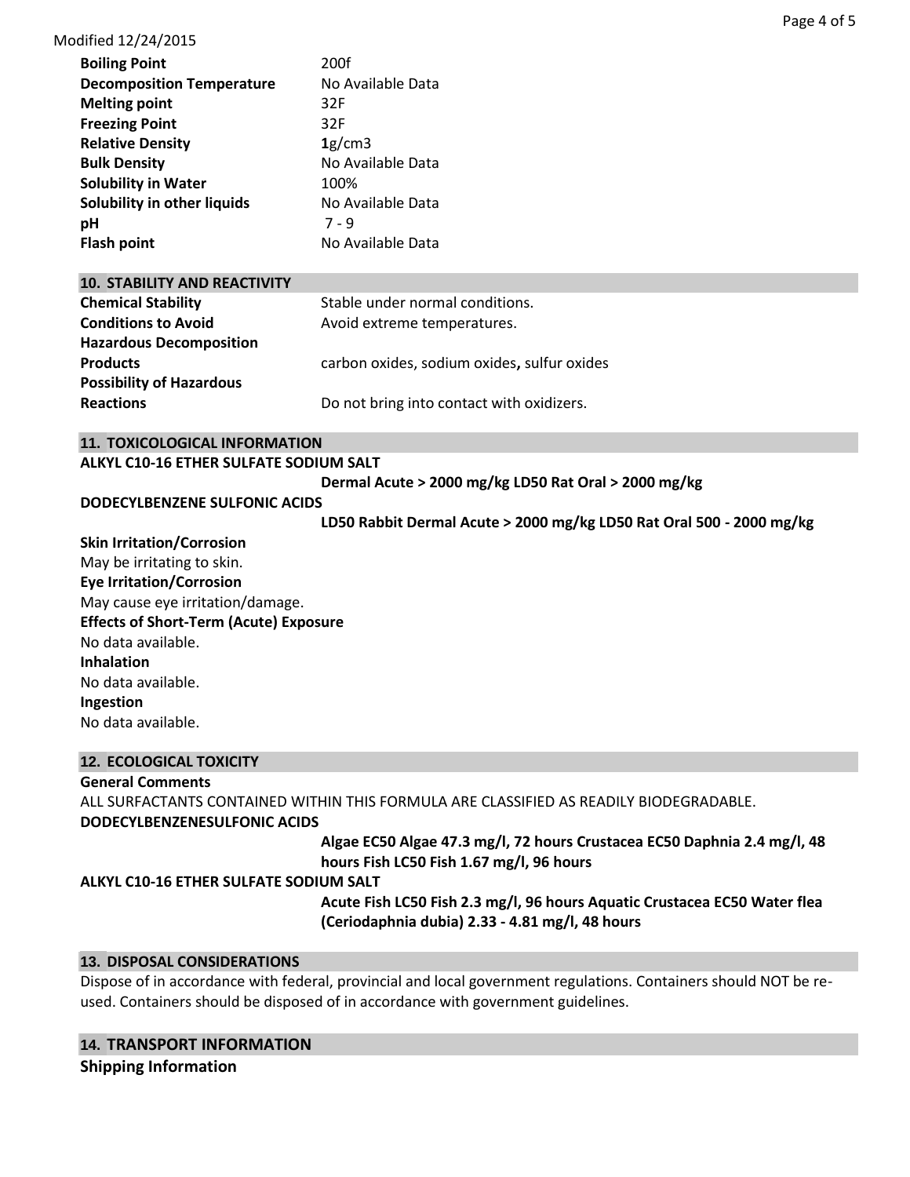Modified 12/24/2015

| | |
|---|---|
| **Boiling Point** | 200f |
| **Decomposition Temperature** | No Available Data |
| **Melting point** | 32F |
| **Freezing Point** | 32F |
| **Relative Density** | **1**g/cm3 |
| **Bulk Density** | No Available Data |
| **Solubility in Water** | 100% |
| **Solubility in other liquids** | No Available Data |
| **pH** | 7 - 9 |
| **Flash point** | No Available Data |

## 10. STABILITY AND REACTIVITY

| | |
|---|---|
| **Chemical Stability** | Stable under normal conditions. |
| **Conditions to Avoid** | Avoid extreme temperatures. |
| **Hazardous Decomposition Products** | carbon oxides, sodium oxides**,** sulfur oxides |
| **Possibility of Hazardous Reactions** | Do not bring into contact with oxidizers. |

## 11. TOXICOLOGICAL INFORMATION

**ALKYL C10-16 ETHER SULFATE SODIUM SALT**

**Dermal Acute > 2000 mg/kg LD50 Rat Oral > 2000 mg/kg**

**DODECYLBENZENE SULFONIC ACIDS**

**LD50 Rabbit Dermal Acute > 2000 mg/kg LD50 Rat Oral 500 - 2000 mg/kg**

**Skin Irritation/Corrosion**

May be irritating to skin.

**Eye Irritation/Corrosion**

May cause eye irritation/damage.

**Effects of Short-Term (Acute) Exposure**

No data available.

**Inhalation**

No data available.

**Ingestion**

No data available.

## 12. ECOLOGICAL TOXICITY

**General Comments**

ALL SURFACTANTS CONTAINED WITHIN THIS FORMULA ARE CLASSIFIED AS READILY BIODEGRADABLE.

**DODECYLBENZENESULFONIC ACIDS**

**Algae EC50 Algae 47.3 mg/l, 72 hours Crustacea EC50 Daphnia 2.4 mg/l, 48 hours Fish LC50 Fish 1.67 mg/l, 96 hours**

**ALKYL C10-16 ETHER SULFATE SODIUM SALT**

**Acute Fish LC50 Fish 2.3 mg/l, 96 hours Aquatic Crustacea EC50 Water flea (Ceriodaphnia dubia) 2.33 - 4.81 mg/l, 48 hours**

## 13. DISPOSAL CONSIDERATIONS

Dispose of in accordance with federal, provincial and local government regulations. Containers should NOT be re-used. Containers should be disposed of in accordance with government guidelines.

## 14. TRANSPORT INFORMATION

**Shipping Information**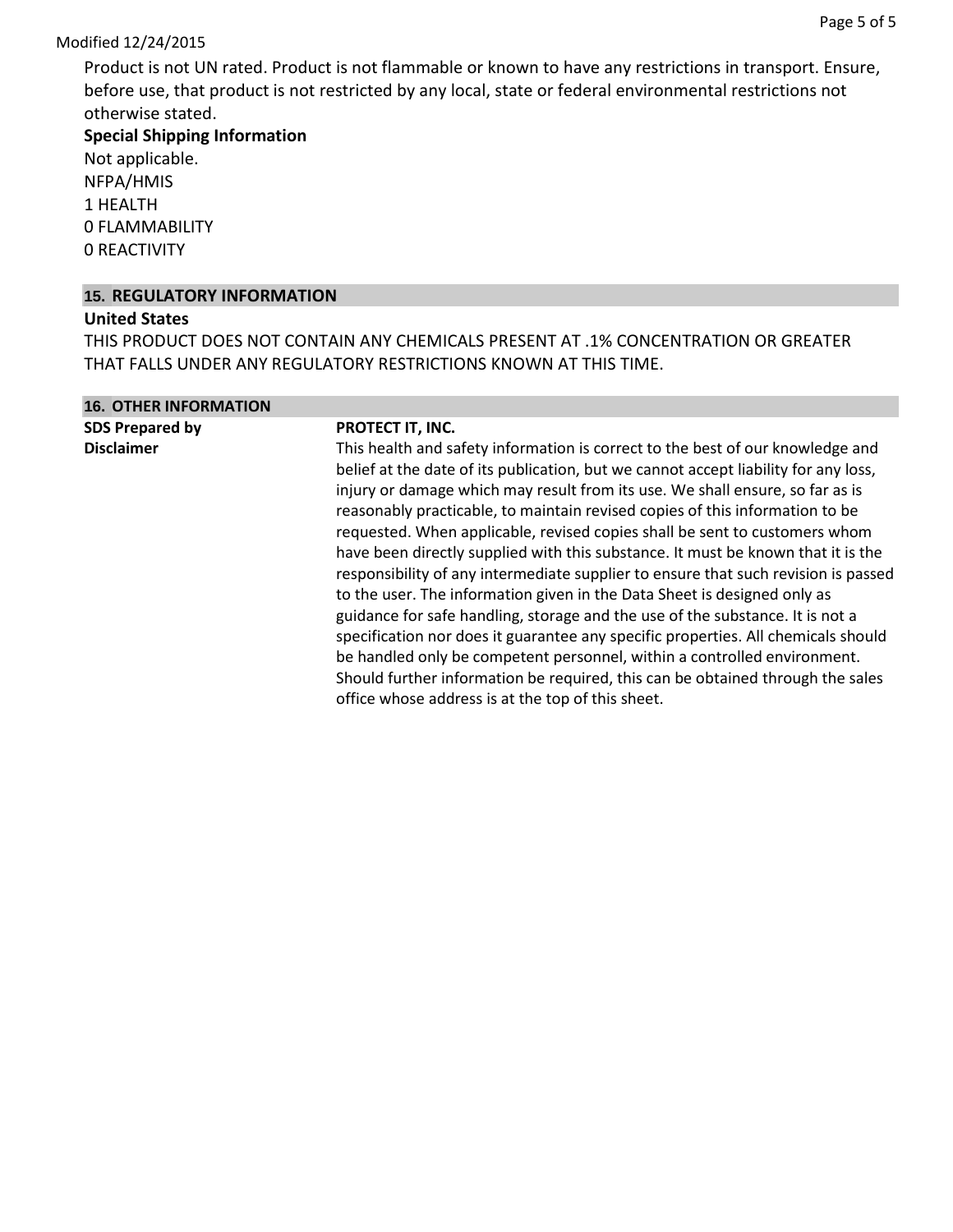Product is not UN rated. Product is not flammable or known to have any restrictions in transport. Ensure, before use, that product is not restricted by any local, state or federal environmental restrictions not otherwise stated.

**Special Shipping Information**

Not applicable.

NFPA/HMIS

1 HEALTH

0 FLAMMABILITY

0 REACTIVITY

## 15. REGULATORY INFORMATION

**United States**

THIS PRODUCT DOES NOT CONTAIN ANY CHEMICALS PRESENT AT .1% CONCENTRATION OR GREATER THAT FALLS UNDER ANY REGULATORY RESTRICTIONS KNOWN AT THIS TIME.

## 16. OTHER INFORMATION

| | |
|---|---|
| **SDS Prepared by** | **PROTECT IT, INC.** |
| **Disclaimer** | This health and safety information is correct to the best of our knowledge and belief at the date of its publication, but we cannot accept liability for any loss, injury or damage which may result from its use. We shall ensure, so far as is reasonably practicable, to maintain revised copies of this information to be requested. When applicable, revised copies shall be sent to customers whom have been directly supplied with this substance. It must be known that it is the responsibility of any intermediate supplier to ensure that such revision is passed to the user. The information given in the Data Sheet is designed only as guidance for safe handling, storage and the use of the substance. It is not a specification nor does it guarantee any specific properties. All chemicals should be handled only be competent personnel, within a controlled environment. Should further information be required, this can be obtained through the sales office whose address is at the top of this sheet. |